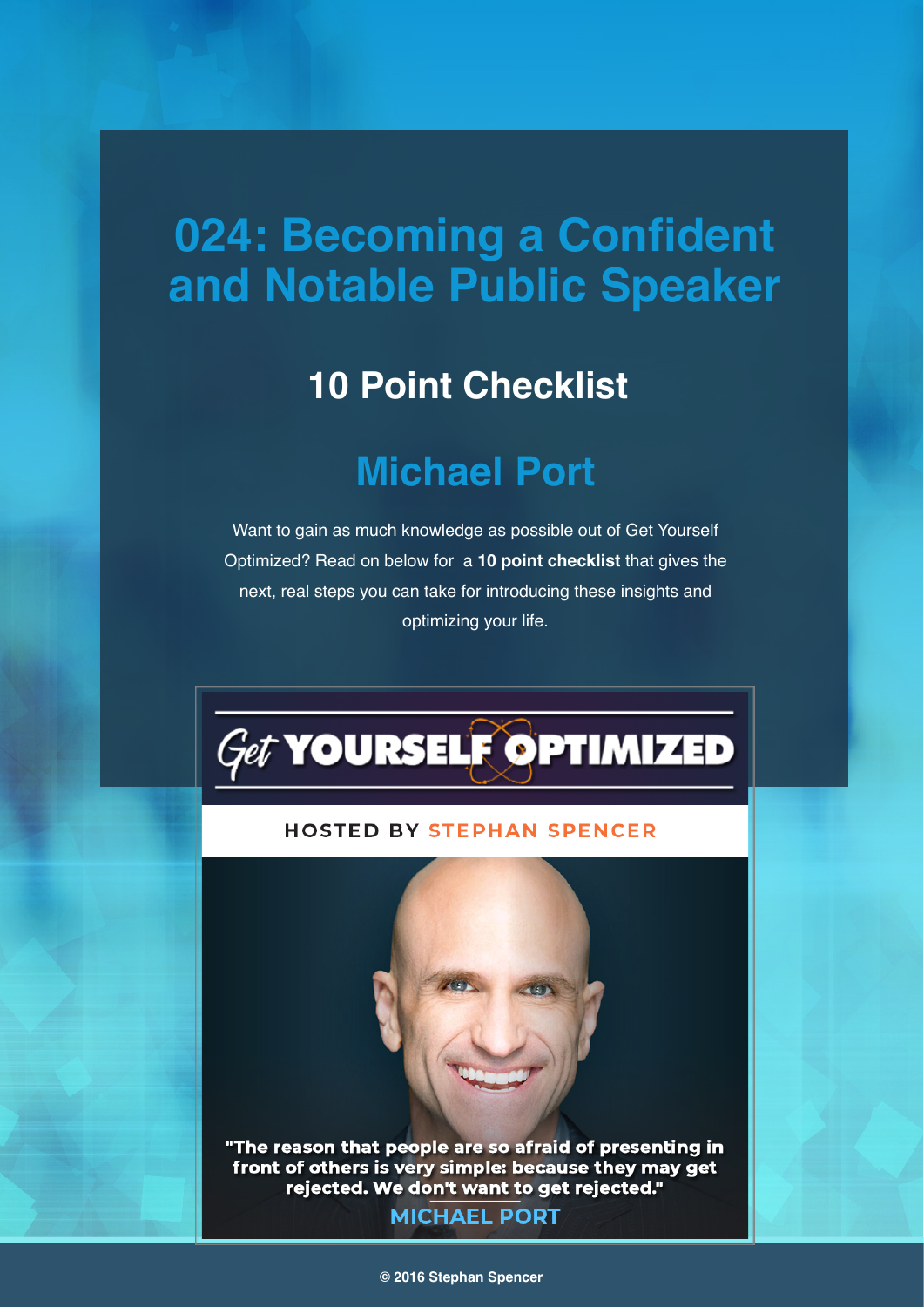# 024: Becoming a Confident and Notable Public Speaker

## 10 Point Checklist

## Michael Port

Want to gain as much knowledge as possible out of Get Yourself Optimized? Read on below for a **10 point checklist** that gives the next, real steps you can take for introducing these insights and optimizing your life.

Get YOURSELF OPTIMIZED

HOSTED BY STEPHAN SPENCER

"The reason that people are so afraid of presenting in front of others is very simple: because they may get rejected. We don't want to get rejected."

MICHAEL PORT

© 2016 Stephan Spencer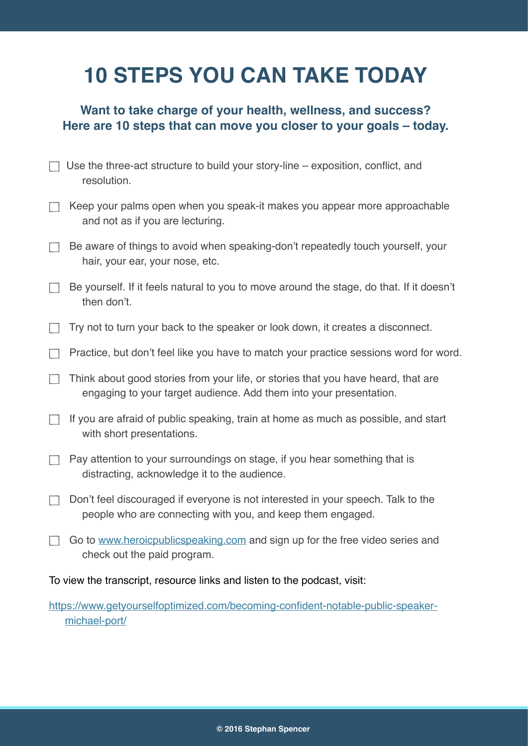# 10 STEPS YOU CAN TAKE TODAY

### Want to take charge of your health, wellness, and success? Here are 10 steps that can move you closer to your goals – today.

- [ ] Use the three-act structure to build your story-line – exposition, conflict, and resolution.
- [ ] Keep your palms open when you speak-it makes you appear more approachable and not as if you are lecturing.
- [ ] Be aware of things to avoid when speaking-don't repeatedly touch yourself, your hair, your ear, your nose, etc.
- [ ] Be yourself. If it feels natural to you to move around the stage, do that. If it doesn't then don't.
- [ ] Try not to turn your back to the speaker or look down, it creates a disconnect.
- [ ] Practice, but don't feel like you have to match your practice sessions word for word.
- [ ] Think about good stories from your life, or stories that you have heard, that are engaging to your target audience. Add them into your presentation.
- [ ] If you are afraid of public speaking, train at home as much as possible, and start with short presentations.
- [ ] Pay attention to your surroundings on stage, if you hear something that is distracting, acknowledge it to the audience.
- [ ] Don't feel discouraged if everyone is not interested in your speech. Talk to the people who are connecting with you, and keep them engaged.
- [ ] Go to [www.heroicpublicspeaking.com](http://www.heroicpublicspeaking.com) and sign up for the free video series and check out the paid program.

To view the transcript, resource links and listen to the podcast, visit:

[https://www.getyourselfoptimized.com/becoming-confident-notable-public-speaker-michael-port/](https://www.getyourselfoptimized.com/becoming-confident-notable-public-speaker-michael-port/)

© 2016 Stephan Spencer